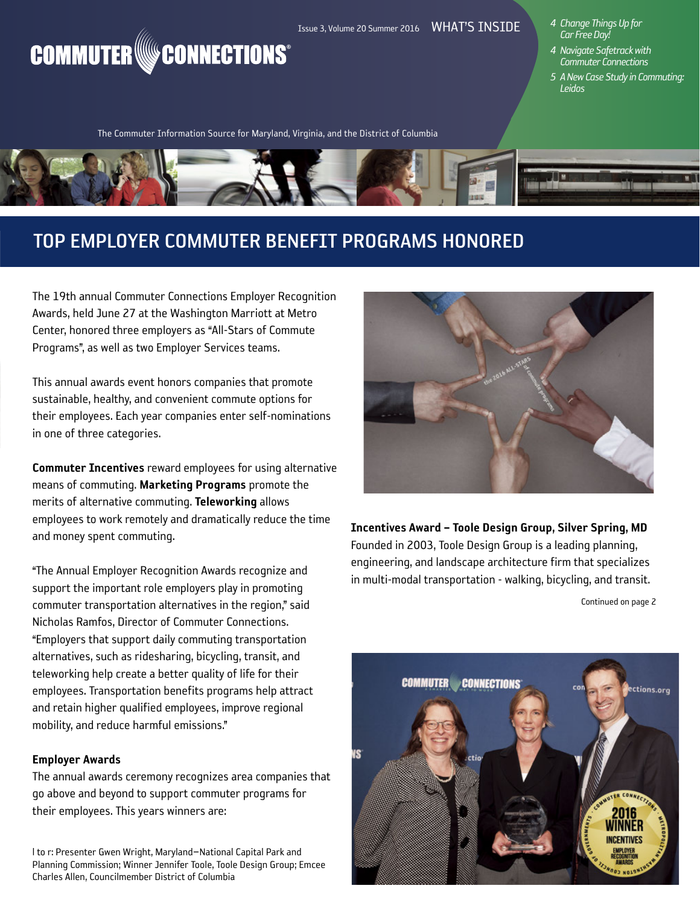# COMMUTER CONNECTIONS®

Issue 3, Volume 20 Summer 2016

The Commuter Information Source for Maryland, Virginia, and the District of Columbia

**WHAT'S INSIDE**

- *4 Change Things Up for Car Free Day!*
- *4 Navigate Safetrack with Commuter Connections*
- *5 A New Case Study in Commuting: Leidos*

## TOP EMPLOYER COMMUTER BENEFIT PROGRAMS HONORED

The 19th annual Commuter Connections Employer Recognition Awards, held June 27 at the Washington Marriott at Metro Center, honored three employers as "All-Stars of Commute Programs", as well as two Employer Services teams.

This annual awards event honors companies that promote sustainable, healthy, and convenient commute options for their employees. Each year companies enter self-nominations in one of three categories.

**Commuter Incentives** reward employees for using alternative means of commuting. **Marketing Programs** promote the merits of alternative commuting. **Teleworking** allows employees to work remotely and dramatically reduce the time and money spent commuting.

"The Annual Employer Recognition Awards recognize and support the important role employers play in promoting commuter transportation alternatives in the region," said Nicholas Ramfos, Director of Commuter Connections. "Employers that support daily commuting transportation alternatives, such as ridesharing, bicycling, transit, and teleworking help create a better quality of life for their employees. Transportation benefits programs help attract and retain higher qualified employees, improve regional mobility, and reduce harmful emissions."

### Employer Awards

The annual awards ceremony recognizes area companies that go above and beyond to support commuter programs for their employees. This years winners are:

**Incentives Award – Toole Design Group, Silver Spring, MD**
Founded in 2003, Toole Design Group is a leading planning, engineering, and landscape architecture firm that specializes in multi-modal transportation - walking, bicycling, and transit.

Continued on page 2

l to r: Presenter Gwen Wright, Maryland–National Capital Park and Planning Commission; Winner Jennifer Toole, Toole Design Group; Emcee Charles Allen, Councilmember District of Columbia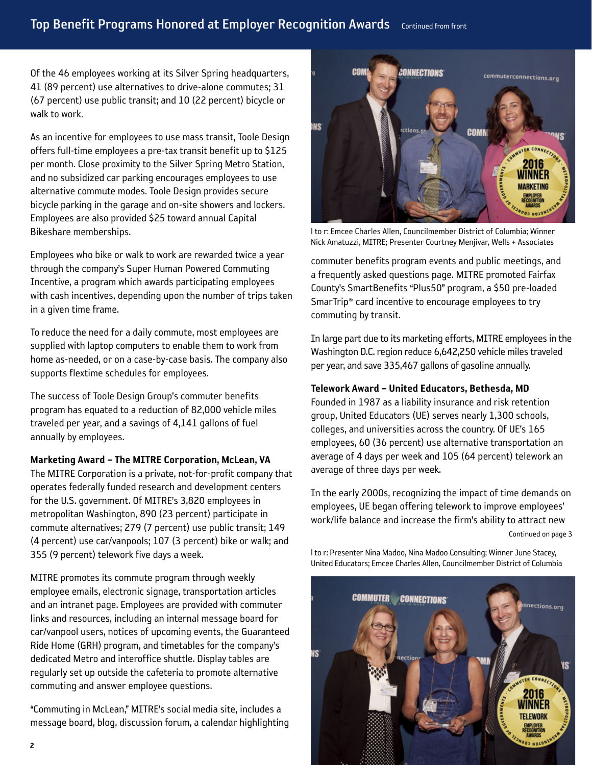## Top Benefit Programs Honored at Employer Recognition Awards

Continued from front

Of the 46 employees working at its Silver Spring headquarters, 41 (89 percent) use alternatives to drive-alone commutes; 31 (67 percent) use public transit; and 10 (22 percent) bicycle or walk to work.

As an incentive for employees to use mass transit, Toole Design offers full-time employees a pre-tax transit benefit up to $125 per month. Close proximity to the Silver Spring Metro Station, and no subsidized car parking encourages employees to use alternative commute modes. Toole Design provides secure bicycle parking in the garage and on-site showers and lockers. Employees are also provided $25 toward annual Capital Bikeshare memberships.

Employees who bike or walk to work are rewarded twice a year through the company's Super Human Powered Commuting Incentive, a program which awards participating employees with cash incentives, depending upon the number of trips taken in a given time frame.

To reduce the need for a daily commute, most employees are supplied with laptop computers to enable them to work from home as-needed, or on a case-by-case basis. The company also supports flextime schedules for employees.

The success of Toole Design Group's commuter benefits program has equated to a reduction of 82,000 vehicle miles traveled per year, and a savings of 4,141 gallons of fuel annually by employees.

**Marketing Award – The MITRE Corporation, McLean, VA**

The MITRE Corporation is a private, not-for-profit company that operates federally funded research and development centers for the U.S. government. Of MITRE's 3,820 employees in metropolitan Washington, 890 (23 percent) participate in commute alternatives; 279 (7 percent) use public transit; 149 (4 percent) use car/vanpools; 107 (3 percent) bike or walk; and 355 (9 percent) telework five days a week.

MITRE promotes its commute program through weekly employee emails, electronic signage, transportation articles and an intranet page. Employees are provided with commuter links and resources, including an internal message board for car/vanpool users, notices of upcoming events, the Guaranteed Ride Home (GRH) program, and timetables for the company's dedicated Metro and interoffice shuttle. Display tables are regularly set up outside the cafeteria to promote alternative commuting and answer employee questions.

"Commuting in McLean," MITRE's social media site, includes a message board, blog, discussion forum, a calendar highlighting commuter benefits program events and public meetings, and a frequently asked questions page. MITRE promoted Fairfax County's SmartBenefits "Plus50" program, a $50 pre-loaded SmarTrip® card incentive to encourage employees to try commuting by transit.

l to r: Emcee Charles Allen, Councilmember District of Columbia; Winner Nick Amatuzzi, MITRE; Presenter Courtney Menjivar, Wells + Associates

In large part due to its marketing efforts, MITRE employees in the Washington D.C. region reduce 6,642,250 vehicle miles traveled per year, and save 335,467 gallons of gasoline annually.

**Telework Award – United Educators, Bethesda, MD**

Founded in 1987 as a liability insurance and risk retention group, United Educators (UE) serves nearly 1,300 schools, colleges, and universities across the country. Of UE's 165 employees, 60 (36 percent) use alternative transportation an average of 4 days per week and 105 (64 percent) telework an average of three days per week.

In the early 2000s, recognizing the impact of time demands on employees, UE began offering telework to improve employees' work/life balance and increase the firm's ability to attract new

Continued on page 3

l to r: Presenter Nina Madoo, Nina Madoo Consulting; Winner June Stacey, United Educators; Emcee Charles Allen, Councilmember District of Columbia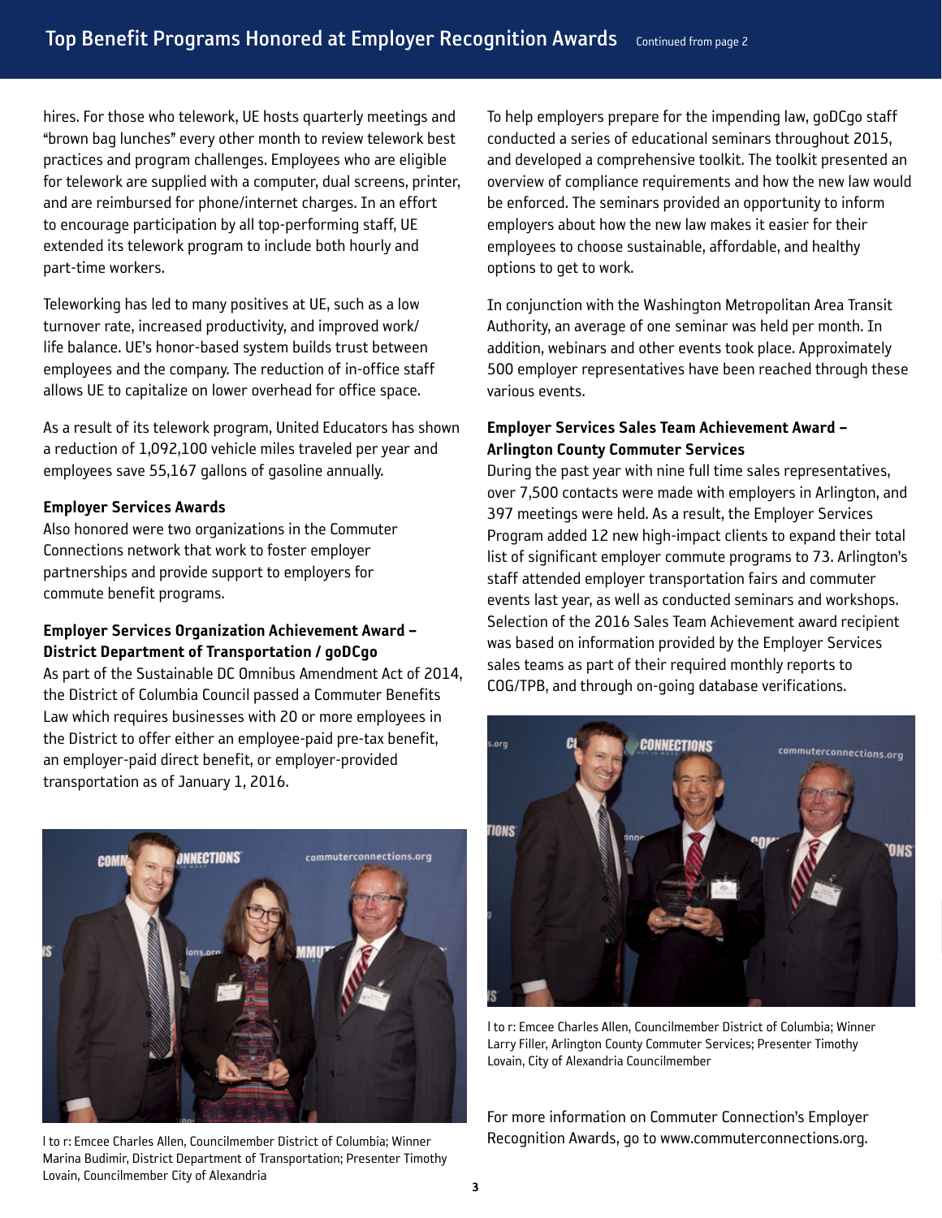hires. For those who telework, UE hosts quarterly meetings and "brown bag lunches" every other month to review telework best practices and program challenges. Employees who are eligible for telework are supplied with a computer, dual screens, printer, and are reimbursed for phone/internet charges. In an effort to encourage participation by all top-performing staff, UE extended its telework program to include both hourly and part-time workers.

Teleworking has led to many positives at UE, such as a low turnover rate, increased productivity, and improved work/life balance. UE's honor-based system builds trust between employees and the company. The reduction of in-office staff allows UE to capitalize on lower overhead for office space.

As a result of its telework program, United Educators has shown a reduction of 1,092,100 vehicle miles traveled per year and employees save 55,167 gallons of gasoline annually.

**Employer Services Awards**

Also honored were two organizations in the Commuter Connections network that work to foster employer partnerships and provide support to employers for commute benefit programs.

**Employer Services Organization Achievement Award – District Department of Transportation / goDCgo**

As part of the Sustainable DC Omnibus Amendment Act of 2014, the District of Columbia Council passed a Commuter Benefits Law which requires businesses with 20 or more employees in the District to offer either an employee-paid pre-tax benefit, an employer-paid direct benefit, or employer-provided transportation as of January 1, 2016.

l to r: Emcee Charles Allen, Councilmember District of Columbia; Winner Marina Budimir, District Department of Transportation; Presenter Timothy Lovain, Councilmember City of Alexandria

To help employers prepare for the impending law, goDCgo staff conducted a series of educational seminars throughout 2015, and developed a comprehensive toolkit. The toolkit presented an overview of compliance requirements and how the new law would be enforced. The seminars provided an opportunity to inform employers about how the new law makes it easier for their employees to choose sustainable, affordable, and healthy options to get to work.

In conjunction with the Washington Metropolitan Area Transit Authority, an average of one seminar was held per month. In addition, webinars and other events took place. Approximately 500 employer representatives have been reached through these various events.

**Employer Services Sales Team Achievement Award – Arlington County Commuter Services**

During the past year with nine full time sales representatives, over 7,500 contacts were made with employers in Arlington, and 397 meetings were held. As a result, the Employer Services Program added 12 new high-impact clients to expand their total list of significant employer commute programs to 73. Arlington's staff attended employer transportation fairs and commuter events last year, as well as conducted seminars and workshops. Selection of the 2016 Sales Team Achievement award recipient was based on information provided by the Employer Services sales teams as part of their required monthly reports to COG/TPB, and through on-going database verifications.

l to r: Emcee Charles Allen, Councilmember District of Columbia; Winner Larry Filler, Arlington County Commuter Services; Presenter Timothy Lovain, City of Alexandria Councilmember

For more information on Commuter Connection's Employer Recognition Awards, go to www.commuterconnections.org.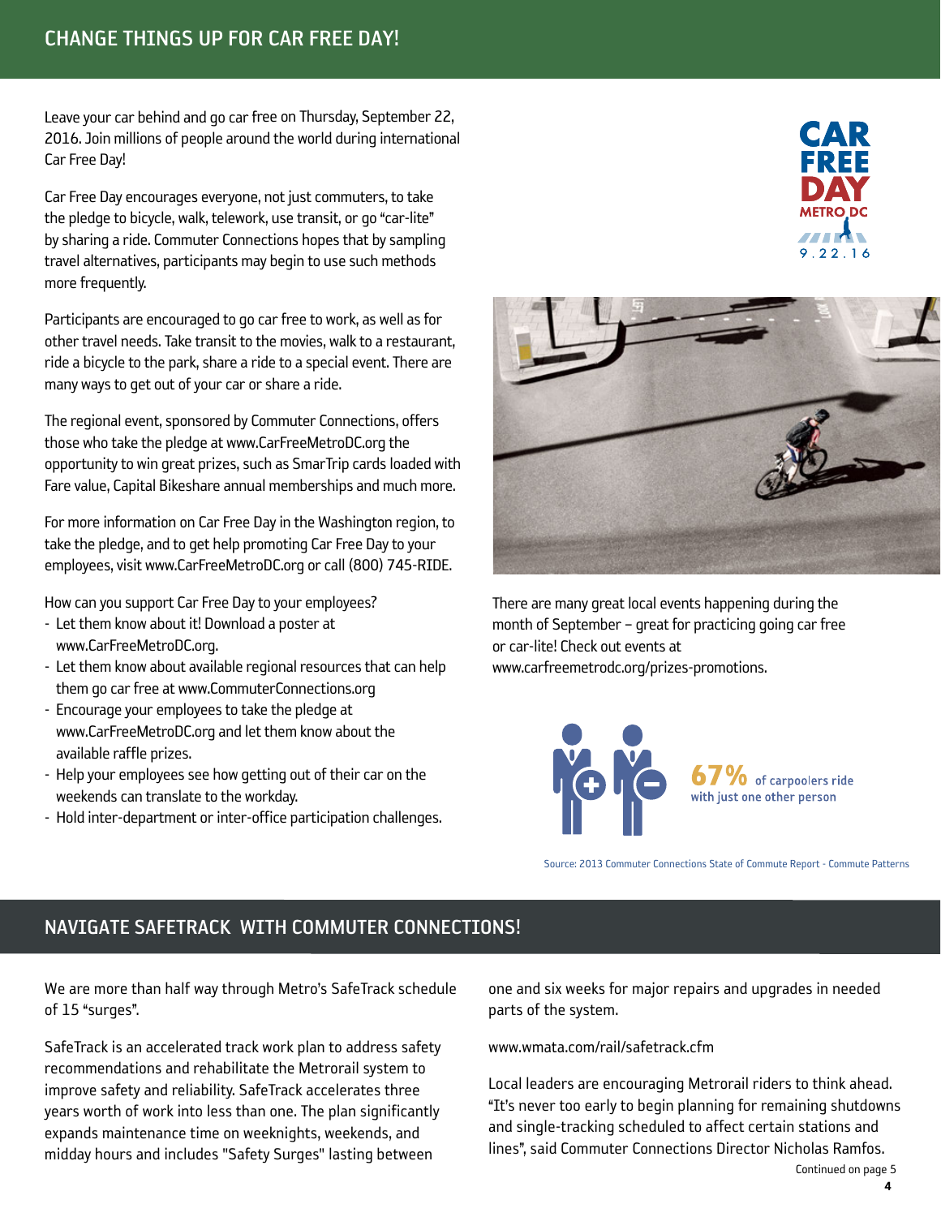## CHANGE THINGS UP FOR CAR FREE DAY!

Leave your car behind and go car free on Thursday, September 22, 2016. Join millions of people around the world during international Car Free Day!

Car Free Day encourages everyone, not just commuters, to take the pledge to bicycle, walk, telework, use transit, or go "car-lite" by sharing a ride. Commuter Connections hopes that by sampling travel alternatives, participants may begin to use such methods more frequently.

Participants are encouraged to go car free to work, as well as for other travel needs. Take transit to the movies, walk to a restaurant, ride a bicycle to the park, share a ride to a special event. There are many ways to get out of your car or share a ride.

The regional event, sponsored by Commuter Connections, offers those who take the pledge at www.CarFreeMetroDC.org the opportunity to win great prizes, such as SmarTrip cards loaded with Fare value, Capital Bikeshare annual memberships and much more.

For more information on Car Free Day in the Washington region, to take the pledge, and to get help promoting Car Free Day to your employees, visit www.CarFreeMetroDC.org or call (800) 745-RIDE.

How can you support Car Free Day to your employees?

- Let them know about it! Download a poster at www.CarFreeMetroDC.org.
- Let them know about available regional resources that can help them go car free at www.CommuterConnections.org
- Encourage your employees to take the pledge at www.CarFreeMetroDC.org and let them know about the available raffle prizes.
- Help your employees see how getting out of their car on the weekends can translate to the workday.
- Hold inter-department or inter-office participation challenges.

CAR FREE DAY METRO DC 9.22.16

There are many great local events happening during the month of September – great for practicing going car free or car-lite! Check out events at www.carfreemetrodc.org/prizes-promotions.

**67%** of carpoolers ride with just one other person

Source: 2013 Commuter Connections State of Commute Report - Commute Patterns

## NAVIGATE SAFETRACK WITH COMMUTER CONNECTIONS!

We are more than half way through Metro's SafeTrack schedule of 15 "surges".

SafeTrack is an accelerated track work plan to address safety recommendations and rehabilitate the Metrorail system to improve safety and reliability. SafeTrack accelerates three years worth of work into less than one. The plan significantly expands maintenance time on weeknights, weekends, and midday hours and includes "Safety Surges" lasting between one and six weeks for major repairs and upgrades in needed parts of the system.

www.wmata.com/rail/safetrack.cfm

Local leaders are encouraging Metrorail riders to think ahead. "It's never too early to begin planning for remaining shutdowns and single-tracking scheduled to affect certain stations and lines", said Commuter Connections Director Nicholas Ramfos.

Continued on page 5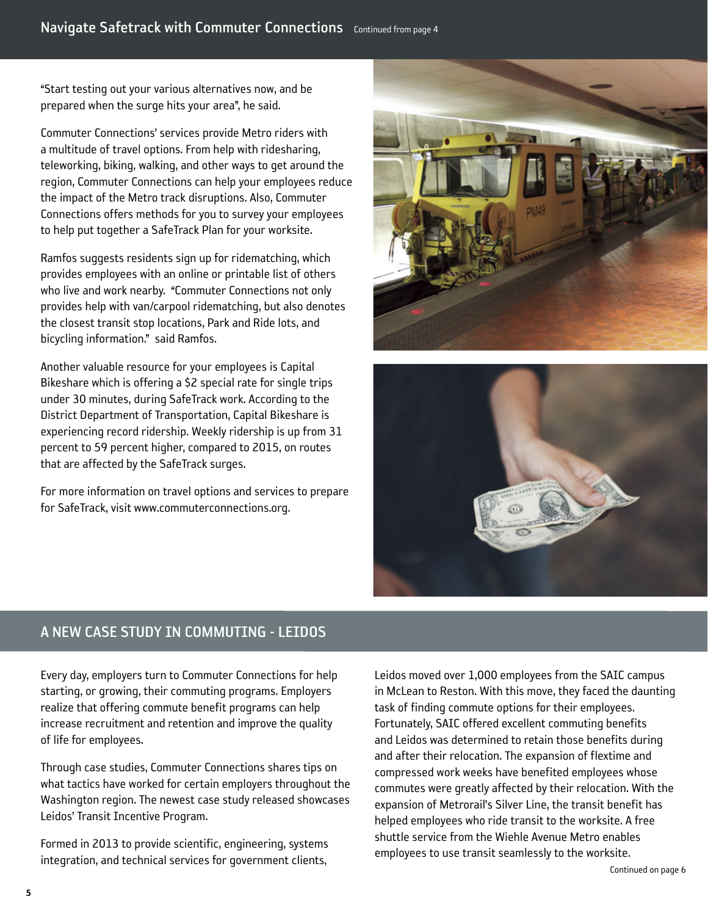## Navigate Safetrack with Commuter Connections

Continued from page 4

"Start testing out your various alternatives now, and be prepared when the surge hits your area", he said.

Commuter Connections' services provide Metro riders with a multitude of travel options. From help with ridesharing, teleworking, biking, walking, and other ways to get around the region, Commuter Connections can help your employees reduce the impact of the Metro track disruptions. Also, Commuter Connections offers methods for you to survey your employees to help put together a SafeTrack Plan for your worksite.

Ramfos suggests residents sign up for ridematching, which provides employees with an online or printable list of others who live and work nearby. "Commuter Connections not only provides help with van/carpool ridematching, but also denotes the closest transit stop locations, Park and Ride lots, and bicycling information." said Ramfos.

Another valuable resource for your employees is Capital Bikeshare which is offering a $2 special rate for single trips under 30 minutes, during SafeTrack work. According to the District Department of Transportation, Capital Bikeshare is experiencing record ridership. Weekly ridership is up from 31 percent to 59 percent higher, compared to 2015, on routes that are affected by the SafeTrack surges.

For more information on travel options and services to prepare for SafeTrack, visit www.commuterconnections.org.

## A NEW CASE STUDY IN COMMUTING - LEIDOS

Every day, employers turn to Commuter Connections for help starting, or growing, their commuting programs. Employers realize that offering commute benefit programs can help increase recruitment and retention and improve the quality of life for employees.

Through case studies, Commuter Connections shares tips on what tactics have worked for certain employers throughout the Washington region. The newest case study released showcases Leidos' Transit Incentive Program.

Formed in 2013 to provide scientific, engineering, systems integration, and technical services for government clients, Leidos moved over 1,000 employees from the SAIC campus in McLean to Reston. With this move, they faced the daunting task of finding commute options for their employees. Fortunately, SAIC offered excellent commuting benefits and Leidos was determined to retain those benefits during and after their relocation. The expansion of flextime and compressed work weeks have benefited employees whose commutes were greatly affected by their relocation. With the expansion of Metrorail's Silver Line, the transit benefit has helped employees who ride transit to the worksite. A free shuttle service from the Wiehle Avenue Metro enables employees to use transit seamlessly to the worksite.

Continued on page 6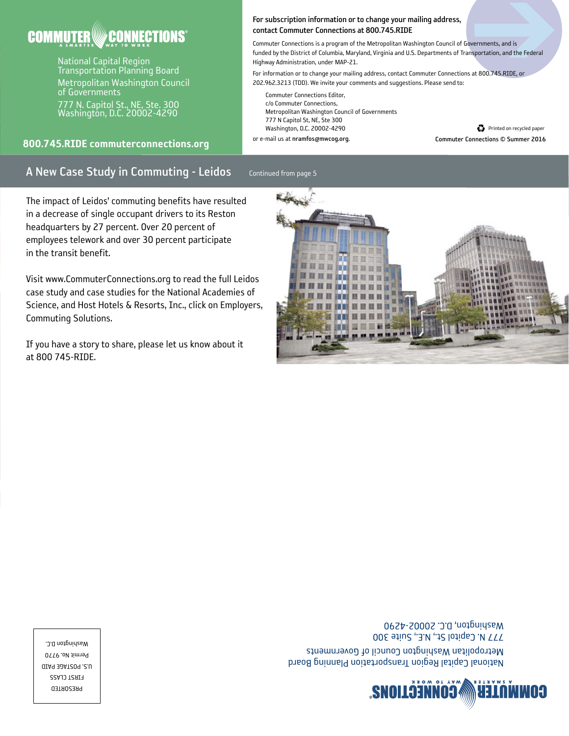COMMUTER CONNECTIONS®
A SMARTER WAY TO WORK

National Capital Region Transportation Planning Board
Metropolitan Washington Council of Governments
777 N. Capitol St., NE, Ste. 300
Washington, D.C. 20002-4290

**800.745.RIDE commuterconnections.org**

**For subscription information or to change your mailing address, contact Commuter Connections at 800.745.RIDE**

Commuter Connections is a program of the Metropolitan Washington Council of Governments, and is funded by the District of Columbia, Maryland, Virginia and U.S. Departments of Transportation, and the Federal Highway Administration, under MAP-21.

For information or to change your mailing address, contact Commuter Connections at 800.745.RIDE, or 202.962.3213 (TDD). We invite your comments and suggestions. Please send to:

Commuter Connections Editor,
c/o Commuter Connections,
Metropolitan Washington Council of Governments
777 N Capitol St, NE, Ste 300
Washington, D.C. 20002-4290

or e-mail us at nramfos@mwcog.org.

Printed on recycled paper

Commuter Connections © Summer 2016

## A New Case Study in Commuting - Leidos

Continued from page 5

The impact of Leidos' commuting benefits have resulted in a decrease of single occupant drivers to its Reston headquarters by 27 percent. Over 20 percent of employees telework and over 30 percent participate in the transit benefit.

Visit www.CommuterConnections.org to read the full Leidos case study and case studies for the National Academies of Science, and Host Hotels & Resorts, Inc., click on Employers, Commuting Solutions.

If you have a story to share, please let us know about it at 800 745-RIDE.

COMMUTER CONNECTIONS®
A SMARTER WAY TO WORK

National Capital Region Transportation Planning Board
Metropolitan Washington Council of Governments
777 N. Capitol St., N.E., Suite 300
Washington, D.C. 20002-4290

PRESORTED
FIRST CLASS
U.S. POSTAGE PAID
Permit No. 9770
Washington D.C.